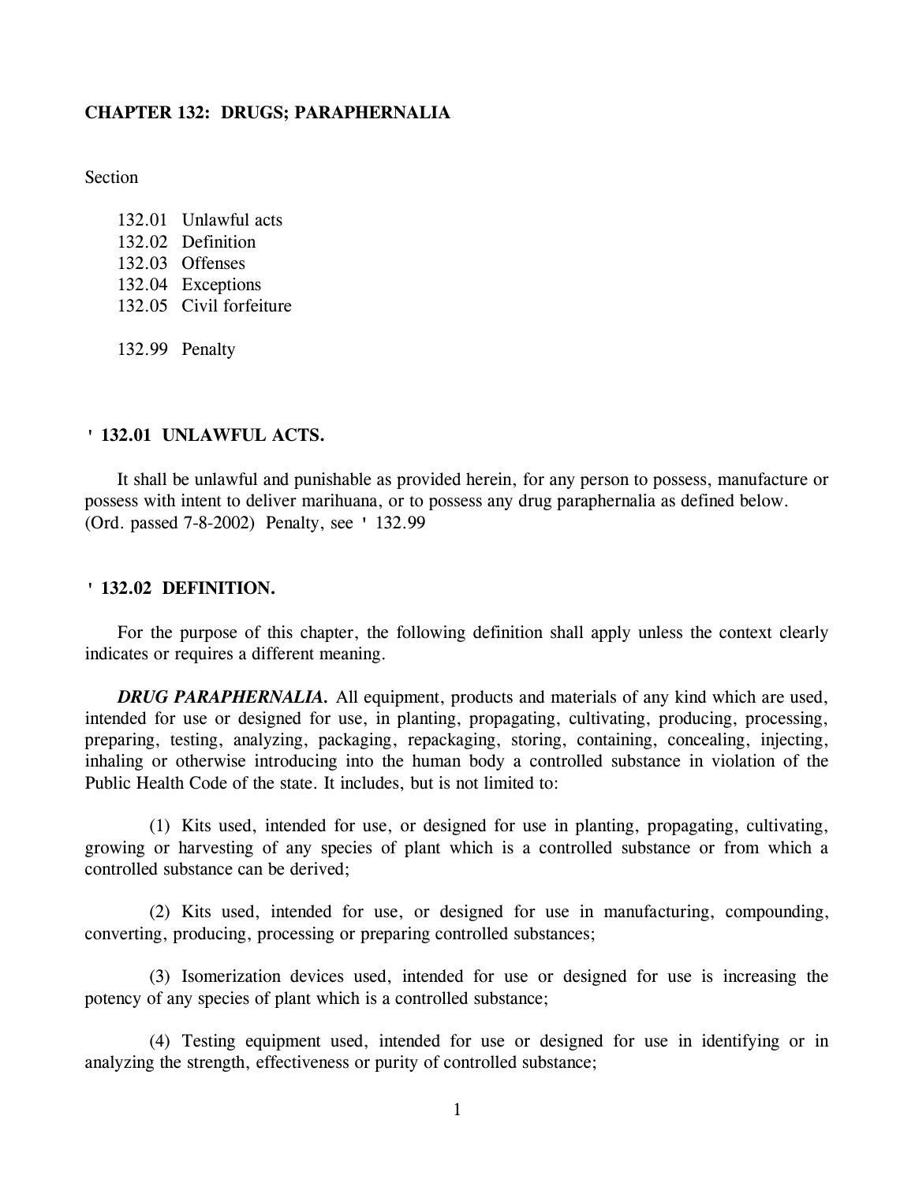# CHAPTER 132: DRUGS; PARAPHERNALIA

Section

132.01 Unlawful acts
132.02 Definition
132.03 Offenses
132.04 Exceptions
132.05 Civil forfeiture

132.99 Penalty

## ' 132.01 UNLAWFUL ACTS.

It shall be unlawful and punishable as provided herein, for any person to possess, manufacture or possess with intent to deliver marihuana, or to possess any drug paraphernalia as defined below.
(Ord. passed 7-8-2002) Penalty, see ' 132.99

## ' 132.02 DEFINITION.

For the purpose of this chapter, the following definition shall apply unless the context clearly indicates or requires a different meaning.

***DRUG PARAPHERNALIA.*** All equipment, products and materials of any kind which are used, intended for use or designed for use, in planting, propagating, cultivating, producing, processing, preparing, testing, analyzing, packaging, repackaging, storing, containing, concealing, injecting, inhaling or otherwise introducing into the human body a controlled substance in violation of the Public Health Code of the state. It includes, but is not limited to:

(1) Kits used, intended for use, or designed for use in planting, propagating, cultivating, growing or harvesting of any species of plant which is a controlled substance or from which a controlled substance can be derived;

(2) Kits used, intended for use, or designed for use in manufacturing, compounding, converting, producing, processing or preparing controlled substances;

(3) Isomerization devices used, intended for use or designed for use is increasing the potency of any species of plant which is a controlled substance;

(4) Testing equipment used, intended for use or designed for use in identifying or in analyzing the strength, effectiveness or purity of controlled substance;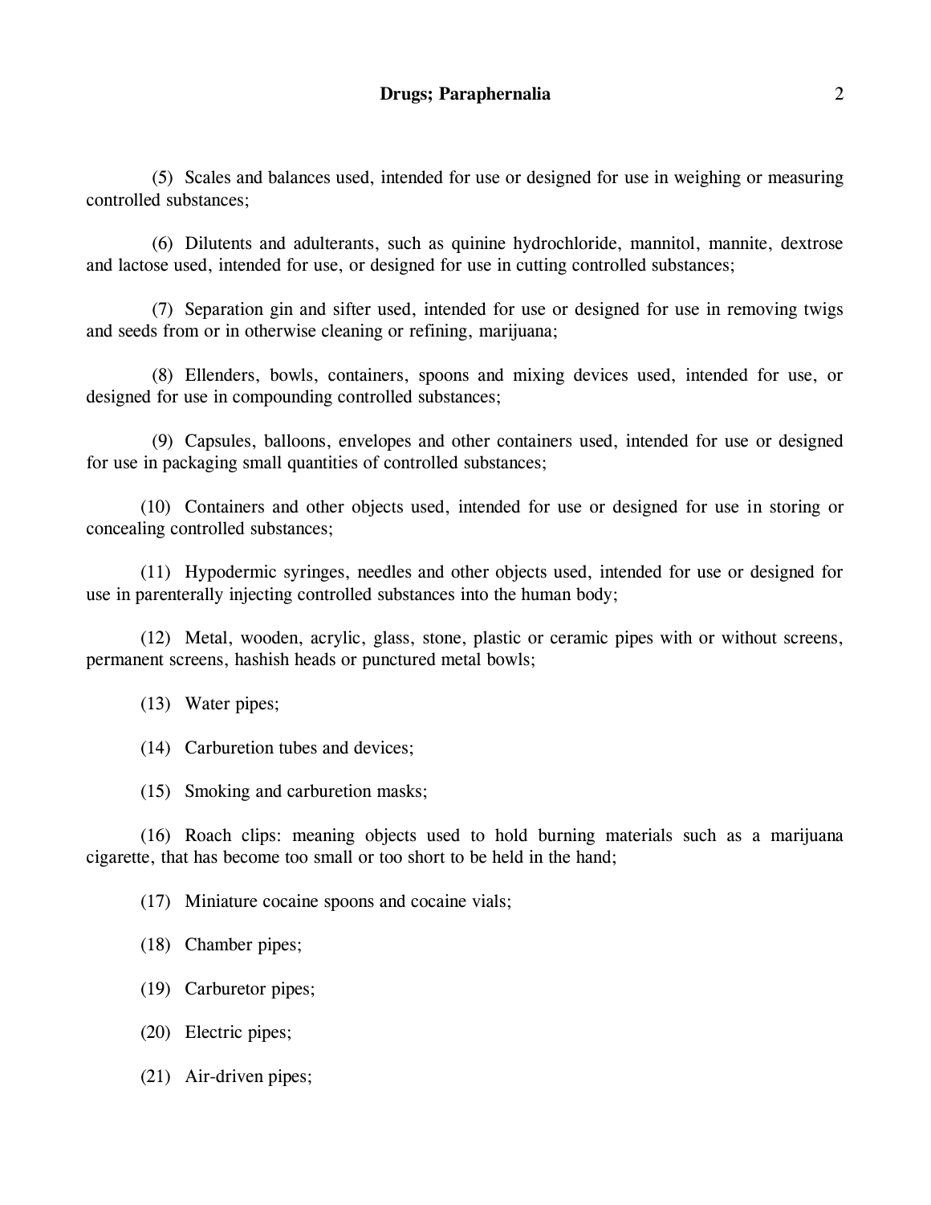(5) Scales and balances used, intended for use or designed for use in weighing or measuring controlled substances;

(6) Dilutents and adulterants, such as quinine hydrochloride, mannitol, mannite, dextrose and lactose used, intended for use, or designed for use in cutting controlled substances;

(7) Separation gin and sifter used, intended for use or designed for use in removing twigs and seeds from or in otherwise cleaning or refining, marijuana;

(8) Ellenders, bowls, containers, spoons and mixing devices used, intended for use, or designed for use in compounding controlled substances;

(9) Capsules, balloons, envelopes and other containers used, intended for use or designed for use in packaging small quantities of controlled substances;

(10) Containers and other objects used, intended for use or designed for use in storing or concealing controlled substances;

(11) Hypodermic syringes, needles and other objects used, intended for use or designed for use in parenterally injecting controlled substances into the human body;

(12) Metal, wooden, acrylic, glass, stone, plastic or ceramic pipes with or without screens, permanent screens, hashish heads or punctured metal bowls;

(13) Water pipes;

(14) Carburetion tubes and devices;

(15) Smoking and carburetion masks;

(16) Roach clips: meaning objects used to hold burning materials such as a marijuana cigarette, that has become too small or too short to be held in the hand;

(17) Miniature cocaine spoons and cocaine vials;

(18) Chamber pipes;

(19) Carburetor pipes;

(20) Electric pipes;

(21) Air-driven pipes;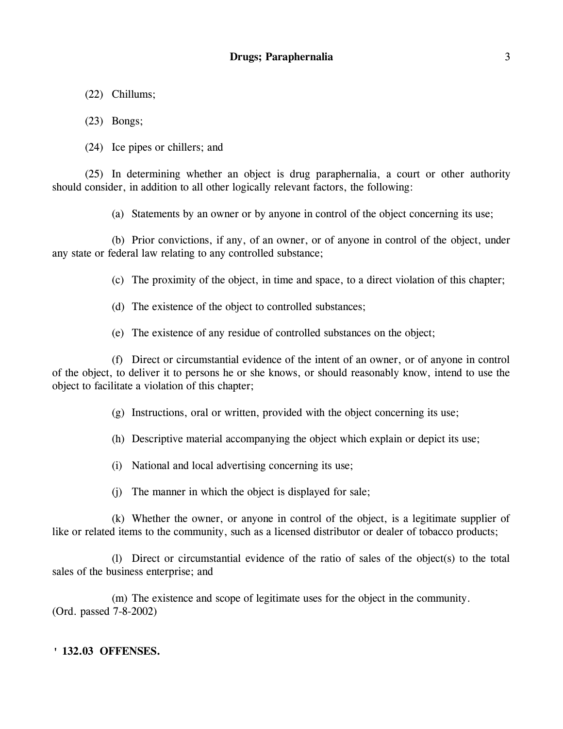(22) Chillums;

(23) Bongs;

(24) Ice pipes or chillers; and

(25) In determining whether an object is drug paraphernalia, a court or other authority should consider, in addition to all other logically relevant factors, the following:

(a) Statements by an owner or by anyone in control of the object concerning its use;

(b) Prior convictions, if any, of an owner, or of anyone in control of the object, under any state or federal law relating to any controlled substance;

(c) The proximity of the object, in time and space, to a direct violation of this chapter;

(d) The existence of the object to controlled substances;

(e) The existence of any residue of controlled substances on the object;

(f) Direct or circumstantial evidence of the intent of an owner, or of anyone in control of the object, to deliver it to persons he or she knows, or should reasonably know, intend to use the object to facilitate a violation of this chapter;

(g) Instructions, oral or written, provided with the object concerning its use;

(h) Descriptive material accompanying the object which explain or depict its use;

(i) National and local advertising concerning its use;

(j) The manner in which the object is displayed for sale;

(k) Whether the owner, or anyone in control of the object, is a legitimate supplier of like or related items to the community, such as a licensed distributor or dealer of tobacco products;

(l) Direct or circumstantial evidence of the ratio of sales of the object(s) to the total sales of the business enterprise; and

(m) The existence and scope of legitimate uses for the object in the community.
(Ord. passed 7-8-2002)

**' 132.03 OFFENSES.**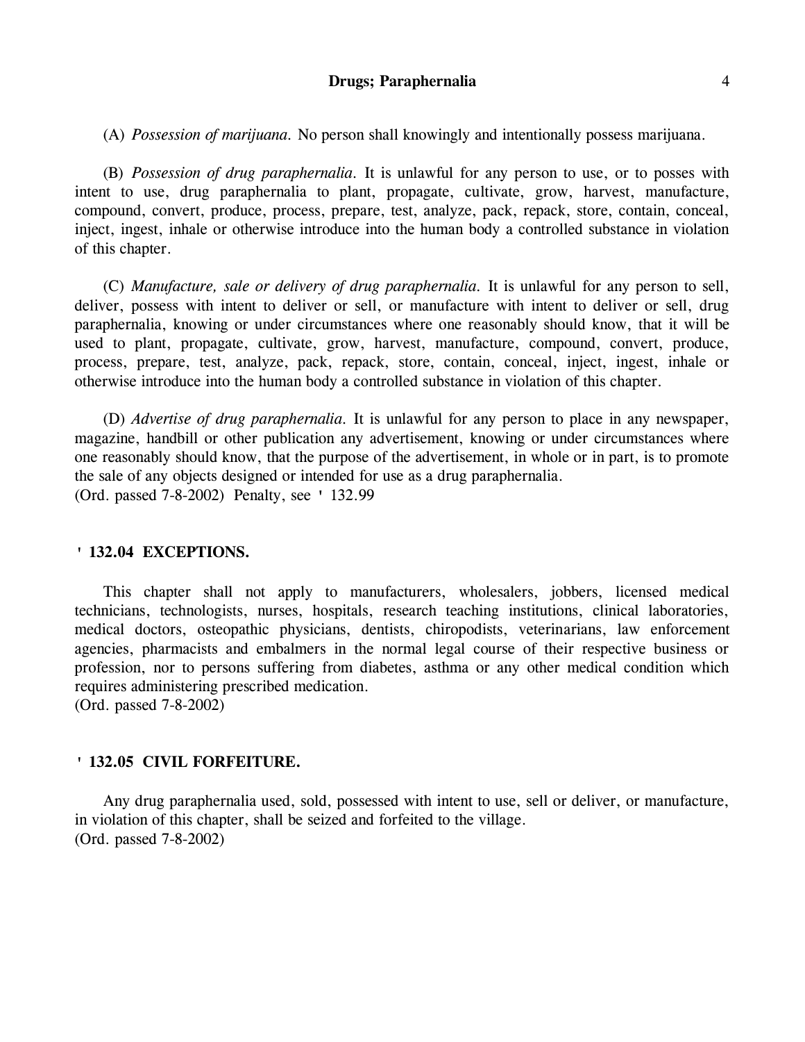(A) *Possession of marijuana.* No person shall knowingly and intentionally possess marijuana.

(B) *Possession of drug paraphernalia.* It is unlawful for any person to use, or to posses with intent to use, drug paraphernalia to plant, propagate, cultivate, grow, harvest, manufacture, compound, convert, produce, process, prepare, test, analyze, pack, repack, store, contain, conceal, inject, ingest, inhale or otherwise introduce into the human body a controlled substance in violation of this chapter.

(C) *Manufacture, sale or delivery of drug paraphernalia.* It is unlawful for any person to sell, deliver, possess with intent to deliver or sell, or manufacture with intent to deliver or sell, drug paraphernalia, knowing or under circumstances where one reasonably should know, that it will be used to plant, propagate, cultivate, grow, harvest, manufacture, compound, convert, produce, process, prepare, test, analyze, pack, repack, store, contain, conceal, inject, ingest, inhale or otherwise introduce into the human body a controlled substance in violation of this chapter.

(D) *Advertise of drug paraphernalia.* It is unlawful for any person to place in any newspaper, magazine, handbill or other publication any advertisement, knowing or under circumstances where one reasonably should know, that the purpose of the advertisement, in whole or in part, is to promote the sale of any objects designed or intended for use as a drug paraphernalia.
(Ord. passed 7-8-2002) Penalty, see ' 132.99

**' 132.04 EXCEPTIONS.**

This chapter shall not apply to manufacturers, wholesalers, jobbers, licensed medical technicians, technologists, nurses, hospitals, research teaching institutions, clinical laboratories, medical doctors, osteopathic physicians, dentists, chiropodists, veterinarians, law enforcement agencies, pharmacists and embalmers in the normal legal course of their respective business or profession, nor to persons suffering from diabetes, asthma or any other medical condition which requires administering prescribed medication.
(Ord. passed 7-8-2002)

**' 132.05 CIVIL FORFEITURE.**

Any drug paraphernalia used, sold, possessed with intent to use, sell or deliver, or manufacture, in violation of this chapter, shall be seized and forfeited to the village.
(Ord. passed 7-8-2002)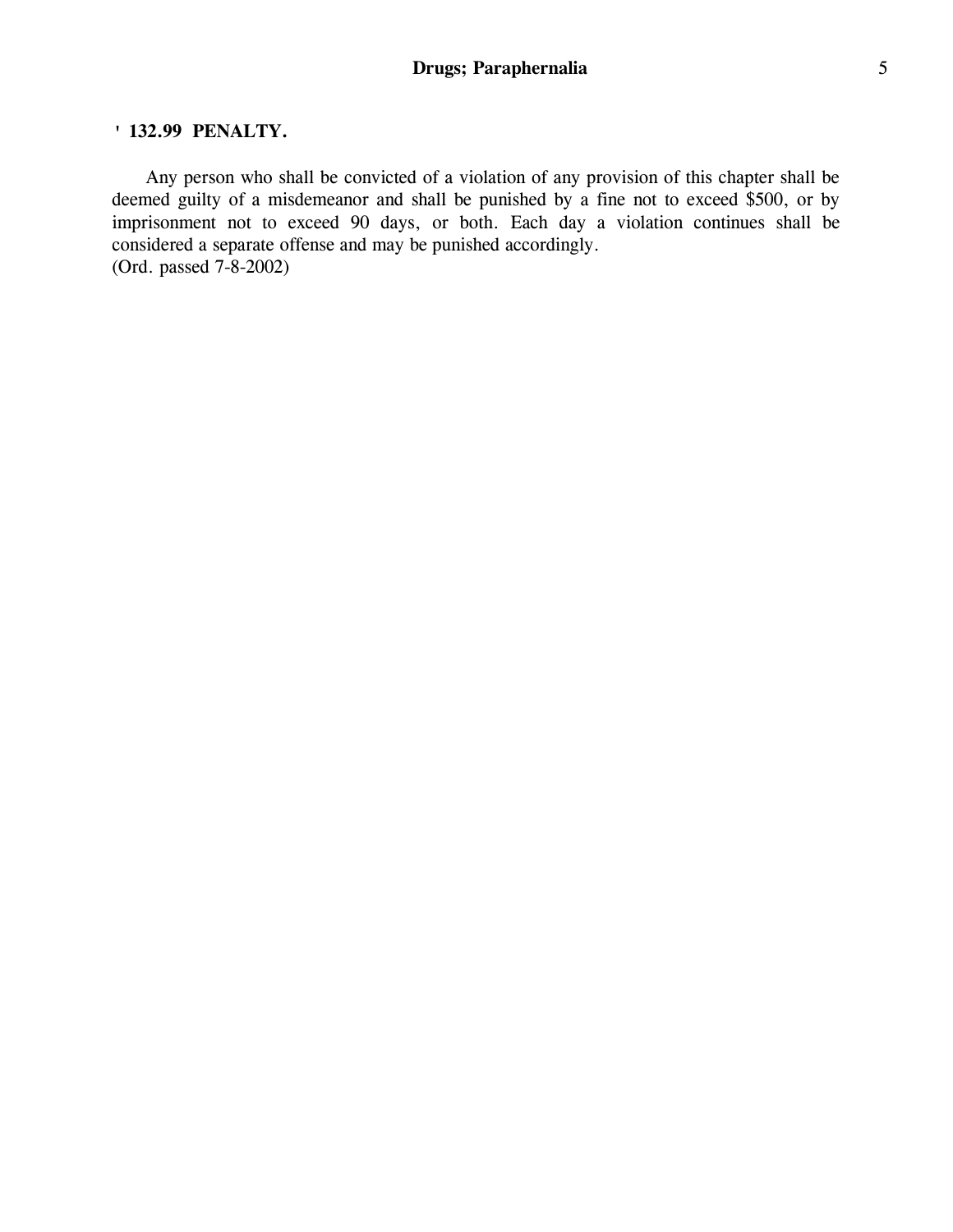## ' 132.99 PENALTY.

Any person who shall be convicted of a violation of any provision of this chapter shall be deemed guilty of a misdemeanor and shall be punished by a fine not to exceed $500, or by imprisonment not to exceed 90 days, or both. Each day a violation continues shall be considered a separate offense and may be punished accordingly.
(Ord. passed 7-8-2002)